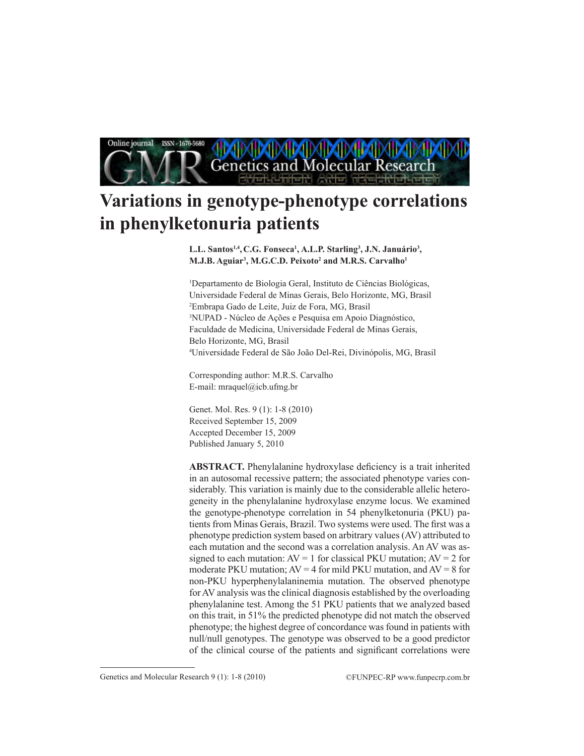# Variations in genotype-phenotype correlations in phenylketonuria patients

**L.L. Santos[1,4], C.G. Fonseca[1], A.L.P. Starling[3], J.N. Januário[3], M.J.B. Aguiar[3], M.G.C.D. Peixoto[2] and M.R.S. Carvalho[1]**

[1]Departamento de Biologia Geral, Instituto de Ciências Biológicas, Universidade Federal de Minas Gerais, Belo Horizonte, MG, Brasil
[2]Embrapa Gado de Leite, Juiz de Fora, MG, Brasil
[3]NUPAD - Núcleo de Ações e Pesquisa em Apoio Diagnóstico, Faculdade de Medicina, Universidade Federal de Minas Gerais, Belo Horizonte, MG, Brasil
[4]Universidade Federal de São João Del-Rei, Divinópolis, MG, Brasil

Corresponding author: M.R.S. Carvalho
E-mail: mraquel@icb.ufmg.br

Genet. Mol. Res. 9 (1): 1-8 (2010)
Received September 15, 2009
Accepted December 15, 2009
Published January 5, 2010

**ABSTRACT.** Phenylalanine hydroxylase deficiency is a trait inherited in an autosomal recessive pattern; the associated phenotype varies considerably. This variation is mainly due to the considerable allelic heterogeneity in the phenylalanine hydroxylase enzyme locus. We examined the genotype-phenotype correlation in 54 phenylketonuria (PKU) patients from Minas Gerais, Brazil. Two systems were used. The first was a phenotype prediction system based on arbitrary values (AV) attributed to each mutation and the second was a correlation analysis. An AV was assigned to each mutation: AV = 1 for classical PKU mutation; AV = 2 for moderate PKU mutation; AV = 4 for mild PKU mutation, and AV = 8 for non-PKU hyperphenylalaninemia mutation. The observed phenotype for AV analysis was the clinical diagnosis established by the overloading phenylalanine test. Among the 51 PKU patients that we analyzed based on this trait, in 51% the predicted phenotype did not match the observed phenotype; the highest degree of concordance was found in patients with null/null genotypes. The genotype was observed to be a good predictor of the clinical course of the patients and significant correlations were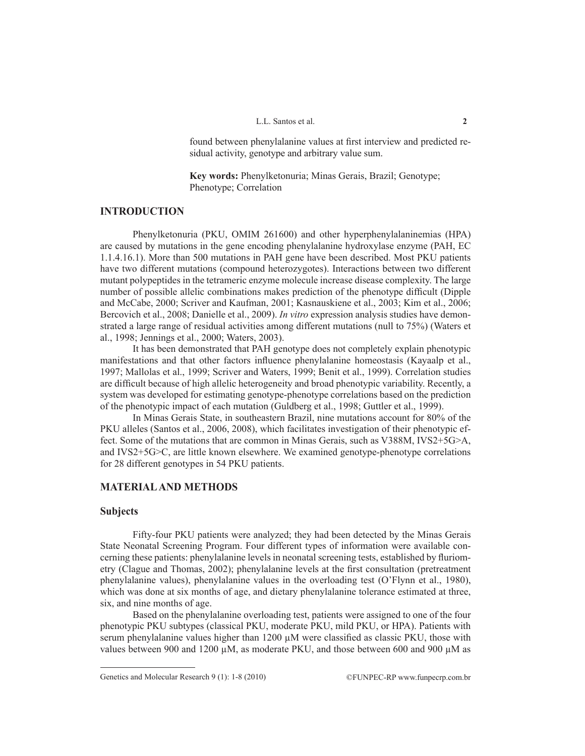found between phenylalanine values at first interview and predicted residual activity, genotype and arbitrary value sum.

**Key words:** Phenylketonuria; Minas Gerais, Brazil; Genotype; Phenotype; Correlation

## INTRODUCTION

Phenylketonuria (PKU, OMIM 261600) and other hyperphenylalaninemias (HPA) are caused by mutations in the gene encoding phenylalanine hydroxylase enzyme (PAH, EC 1.1.4.16.1). More than 500 mutations in PAH gene have been described. Most PKU patients have two different mutations (compound heterozygotes). Interactions between two different mutant polypeptides in the tetrameric enzyme molecule increase disease complexity. The large number of possible allelic combinations makes prediction of the phenotype difficult (Dipple and McCabe, 2000; Scriver and Kaufman, 2001; Kasnauskiene et al., 2003; Kim et al., 2006; Bercovich et al., 2008; Danielle et al., 2009). *In vitro* expression analysis studies have demonstrated a large range of residual activities among different mutations (null to 75%) (Waters et al., 1998; Jennings et al., 2000; Waters, 2003).

It has been demonstrated that PAH genotype does not completely explain phenotypic manifestations and that other factors influence phenylalanine homeostasis (Kayaalp et al., 1997; Mallolas et al., 1999; Scriver and Waters, 1999; Benit et al., 1999). Correlation studies are difficult because of high allelic heterogeneity and broad phenotypic variability. Recently, a system was developed for estimating genotype-phenotype correlations based on the prediction of the phenotypic impact of each mutation (Guldberg et al., 1998; Guttler et al., 1999).

In Minas Gerais State, in southeastern Brazil, nine mutations account for 80% of the PKU alleles (Santos et al., 2006, 2008), which facilitates investigation of their phenotypic effect. Some of the mutations that are common in Minas Gerais, such as V388M, IVS2+5G>A, and IVS2+5G>C, are little known elsewhere. We examined genotype-phenotype correlations for 28 different genotypes in 54 PKU patients.

## MATERIAL AND METHODS

### Subjects

Fifty-four PKU patients were analyzed; they had been detected by the Minas Gerais State Neonatal Screening Program. Four different types of information were available concerning these patients: phenylalanine levels in neonatal screening tests, established by fluriometry (Clague and Thomas, 2002); phenylalanine levels at the first consultation (pretreatment phenylalanine values), phenylalanine values in the overloading test (O'Flynn et al., 1980), which was done at six months of age, and dietary phenylalanine tolerance estimated at three, six, and nine months of age.

Based on the phenylalanine overloading test, patients were assigned to one of the four phenotypic PKU subtypes (classical PKU, moderate PKU, mild PKU, or HPA). Patients with serum phenylalanine values higher than 1200 µM were classified as classic PKU, those with values between 900 and 1200 µM, as moderate PKU, and those between 600 and 900 µM as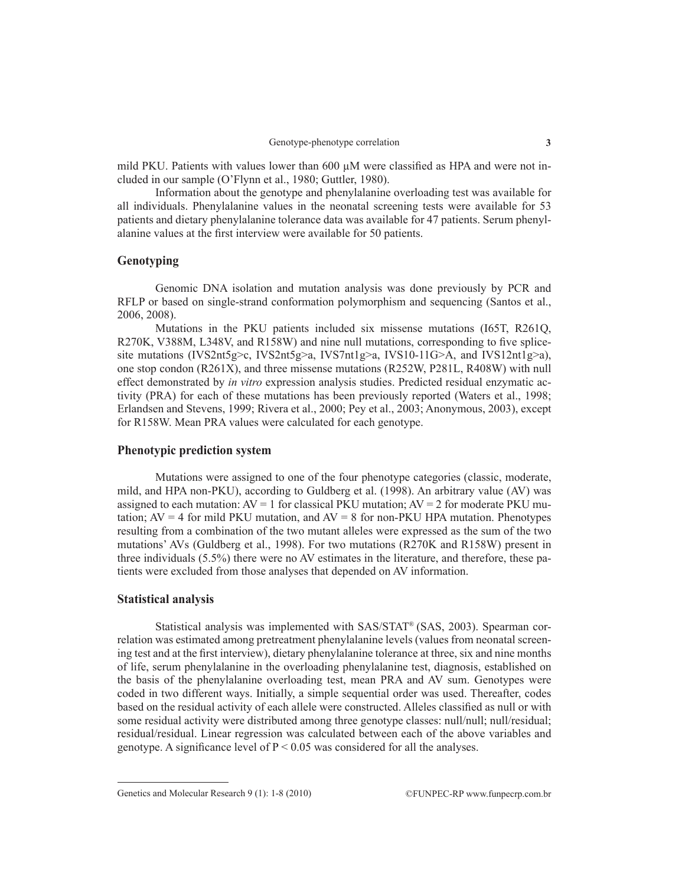mild PKU. Patients with values lower than 600 μM were classified as HPA and were not included in our sample (O'Flynn et al., 1980; Guttler, 1980).

Information about the genotype and phenylalanine overloading test was available for all individuals. Phenylalanine values in the neonatal screening tests were available for 53 patients and dietary phenylalanine tolerance data was available for 47 patients. Serum phenylalanine values at the first interview were available for 50 patients.

## Genotyping

Genomic DNA isolation and mutation analysis was done previously by PCR and RFLP or based on single-strand conformation polymorphism and sequencing (Santos et al., 2006, 2008).

Mutations in the PKU patients included six missense mutations (I65T, R261Q, R270K, V388M, L348V, and R158W) and nine null mutations, corresponding to five splice-site mutations (IVS2nt5g>c, IVS2nt5g>a, IVS7nt1g>a, IVS10-11G>A, and IVS12nt1g>a), one stop condon (R261X), and three missense mutations (R252W, P281L, R408W) with null effect demonstrated by *in vitro* expression analysis studies. Predicted residual enzymatic activity (PRA) for each of these mutations has been previously reported (Waters et al., 1998; Erlandsen and Stevens, 1999; Rivera et al., 2000; Pey et al., 2003; Anonymous, 2003), except for R158W. Mean PRA values were calculated for each genotype.

## Phenotypic prediction system

Mutations were assigned to one of the four phenotype categories (classic, moderate, mild, and HPA non-PKU), according to Guldberg et al. (1998). An arbitrary value (AV) was assigned to each mutation: AV = 1 for classical PKU mutation; AV = 2 for moderate PKU mutation; AV = 4 for mild PKU mutation, and AV = 8 for non-PKU HPA mutation. Phenotypes resulting from a combination of the two mutant alleles were expressed as the sum of the two mutations' AVs (Guldberg et al., 1998). For two mutations (R270K and R158W) present in three individuals (5.5%) there were no AV estimates in the literature, and therefore, these patients were excluded from those analyses that depended on AV information.

## Statistical analysis

Statistical analysis was implemented with SAS/STAT® (SAS, 2003). Spearman correlation was estimated among pretreatment phenylalanine levels (values from neonatal screening test and at the first interview), dietary phenylalanine tolerance at three, six and nine months of life, serum phenylalanine in the overloading phenylalanine test, diagnosis, established on the basis of the phenylalanine overloading test, mean PRA and AV sum. Genotypes were coded in two different ways. Initially, a simple sequential order was used. Thereafter, codes based on the residual activity of each allele were constructed. Alleles classified as null or with some residual activity were distributed among three genotype classes: null/null; null/residual; residual/residual. Linear regression was calculated between each of the above variables and genotype. A significance level of $P < 0.05$ was considered for all the analyses.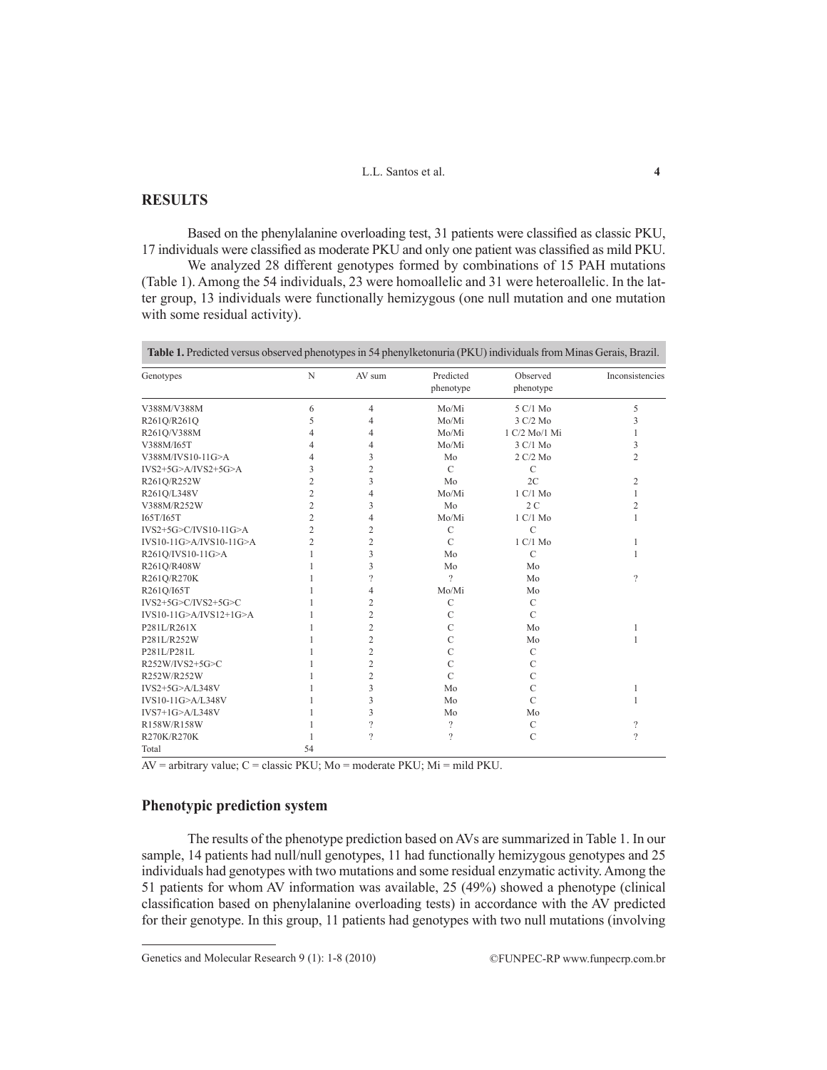## RESULTS

Based on the phenylalanine overloading test, 31 patients were classified as classic PKU, 17 individuals were classified as moderate PKU and only one patient was classified as mild PKU.

We analyzed 28 different genotypes formed by combinations of 15 PAH mutations (Table 1). Among the 54 individuals, 23 were homoallelic and 31 were heteroallelic. In the latter group, 13 individuals were functionally hemizygous (one null mutation and one mutation with some residual activity).

**Table 1.** Predicted versus observed phenotypes in 54 phenylketonuria (PKU) individuals from Minas Gerais, Brazil.

| Genotypes | N | AV sum | Predicted phenotype | Observed phenotype | Inconsistencies |
|---|---|---|---|---|---|
| V388M/V388M | 6 | 4 | Mo/Mi | 5 C/1 Mo | 5 |
| R261Q/R261Q | 5 | 4 | Mo/Mi | 3 C/2 Mo | 3 |
| R261Q/V388M | 4 | 4 | Mo/Mi | 1 C/2 Mo/1 Mi | 1 |
| V388M/I65T | 4 | 4 | Mo/Mi | 3 C/1 Mo | 3 |
| V388M/IVS10-11G>A | 4 | 3 | Mo | 2 C/2 Mo | 2 |
| IVS2+5G>A/IVS2+5G>A | 3 | 2 | C | C | |
| R261Q/R252W | 2 | 3 | Mo | 2C | 2 |
| R261Q/L348V | 2 | 4 | Mo/Mi | 1 C/1 Mo | 1 |
| V388M/R252W | 2 | 3 | Mo | 2 C | 2 |
| I65T/I65T | 2 | 4 | Mo/Mi | 1 C/1 Mo | 1 |
| IVS2+5G>C/IVS10-11G>A | 2 | 2 | C | C | |
| IVS10-11G>A/IVS10-11G>A | 2 | 2 | C | 1 C/1 Mo | 1 |
| R261Q/IVS10-11G>A | 1 | 3 | Mo | C | 1 |
| R261Q/R408W | 1 | 3 | Mo | Mo | |
| R261Q/R270K | 1 | ? | ? | Mo | ? |
| R261Q/I65T | 1 | 4 | Mo/Mi | Mo | |
| IVS2+5G>C/IVS2+5G>C | 1 | 2 | C | C | |
| IVS10-11G>A/IVS12+1G>A | 1 | 2 | C | C | |
| P281L/R261X | 1 | 2 | C | Mo | 1 |
| P281L/R252W | 1 | 2 | C | Mo | 1 |
| P281L/P281L | 1 | 2 | C | C | |
| R252W/IVS2+5G>C | 1 | 2 | C | C | |
| R252W/R252W | 1 | 2 | C | C | |
| IVS2+5G>A/L348V | 1 | 3 | Mo | C | 1 |
| IVS10-11G>A/L348V | 1 | 3 | Mo | C | 1 |
| IVS7+1G>A/L348V | 1 | 3 | Mo | Mo | |
| R158W/R158W | 1 | ? | ? | C | ? |
| R270K/R270K | 1 | ? | ? | C | ? |
| Total | 54 | | | | |

AV = arbitrary value; C = classic PKU; Mo = moderate PKU; Mi = mild PKU.

### Phenotypic prediction system

The results of the phenotype prediction based on AVs are summarized in Table 1. In our sample, 14 patients had null/null genotypes, 11 had functionally hemizygous genotypes and 25 individuals had genotypes with two mutations and some residual enzymatic activity. Among the 51 patients for whom AV information was available, 25 (49%) showed a phenotype (clinical classification based on phenylalanine overloading tests) in accordance with the AV predicted for their genotype. In this group, 11 patients had genotypes with two null mutations (involving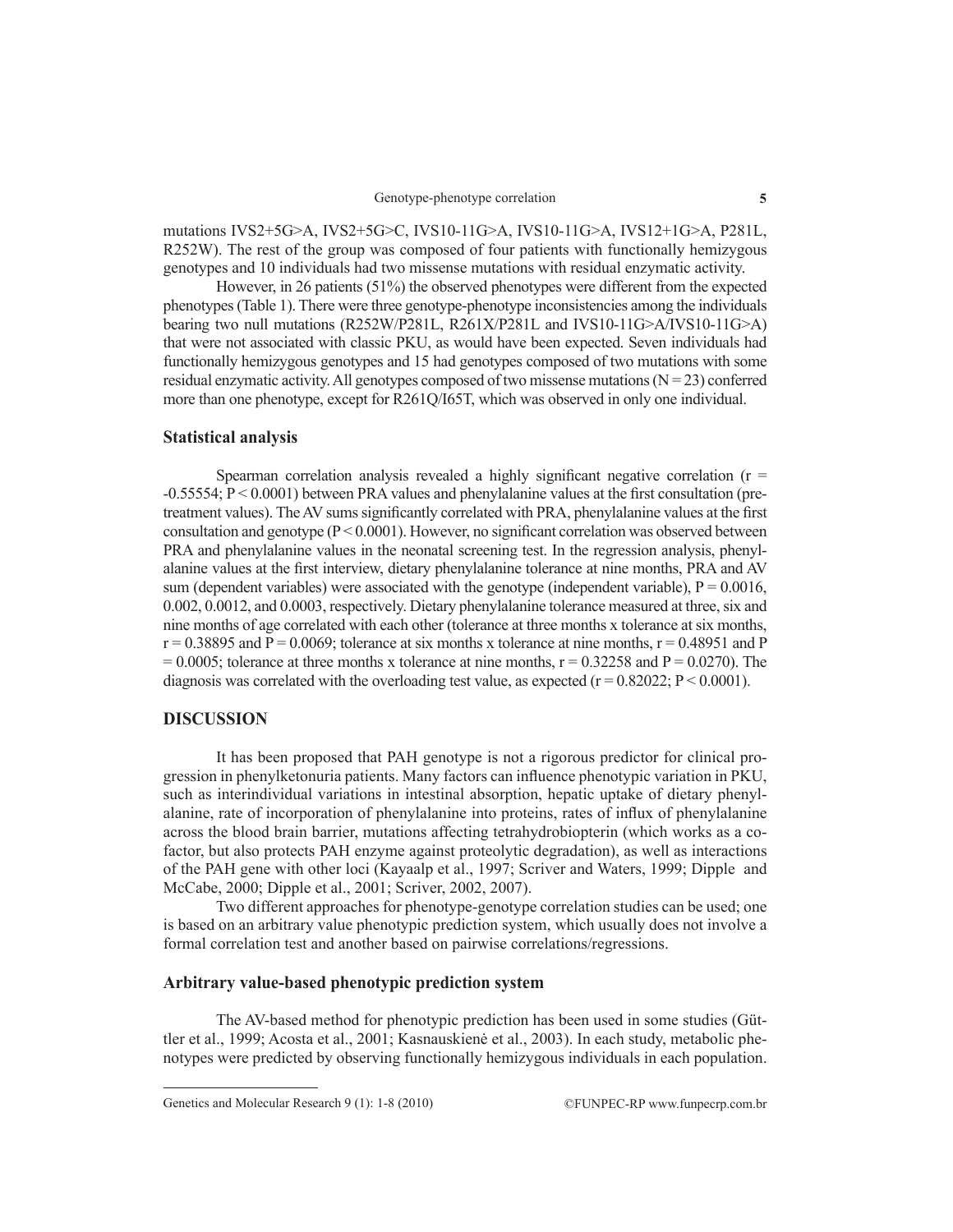mutations IVS2+5G>A, IVS2+5G>C, IVS10-11G>A, IVS10-11G>A, IVS12+1G>A, P281L, R252W). The rest of the group was composed of four patients with functionally hemizygous genotypes and 10 individuals had two missense mutations with residual enzymatic activity.

However, in 26 patients (51%) the observed phenotypes were different from the expected phenotypes (Table 1). There were three genotype-phenotype inconsistencies among the individuals bearing two null mutations (R252W/P281L, R261X/P281L and IVS10-11G>A/IVS10-11G>A) that were not associated with classic PKU, as would have been expected. Seven individuals had functionally hemizygous genotypes and 15 had genotypes composed of two mutations with some residual enzymatic activity. All genotypes composed of two missense mutations ($N = 23$) conferred more than one phenotype, except for R261Q/I65T, which was observed in only one individual.

### Statistical analysis

Spearman correlation analysis revealed a highly significant negative correlation ($r = -0.55554$; $P < 0.0001$) between PRA values and phenylalanine values at the first consultation (pre-treatment values). The AV sums significantly correlated with PRA, phenylalanine values at the first consultation and genotype ($P < 0.0001$). However, no significant correlation was observed between PRA and phenylalanine values in the neonatal screening test. In the regression analysis, phenylalanine values at the first interview, dietary phenylalanine tolerance at nine months, PRA and AV sum (dependent variables) were associated with the genotype (independent variable), $P = 0.0016$, 0.002, 0.0012, and 0.0003, respectively. Dietary phenylalanine tolerance measured at three, six and nine months of age correlated with each other (tolerance at three months x tolerance at six months, $r = 0.38895$ and $P = 0.0069$; tolerance at six months x tolerance at nine months, $r = 0.48951$ and $P = 0.0005$; tolerance at three months x tolerance at nine months, $r = 0.32258$ and $P = 0.0270$). The diagnosis was correlated with the overloading test value, as expected ($r = 0.82022$; $P < 0.0001$).

## DISCUSSION

It has been proposed that PAH genotype is not a rigorous predictor for clinical progression in phenylketonuria patients. Many factors can influence phenotypic variation in PKU, such as interindividual variations in intestinal absorption, hepatic uptake of dietary phenylalanine, rate of incorporation of phenylalanine into proteins, rates of influx of phenylalanine across the blood brain barrier, mutations affecting tetrahydrobiopterin (which works as a cofactor, but also protects PAH enzyme against proteolytic degradation), as well as interactions of the PAH gene with other loci (Kayaalp et al., 1997; Scriver and Waters, 1999; Dipple and McCabe, 2000; Dipple et al., 2001; Scriver, 2002, 2007).

Two different approaches for phenotype-genotype correlation studies can be used; one is based on an arbitrary value phenotypic prediction system, which usually does not involve a formal correlation test and another based on pairwise correlations/regressions.

### Arbitrary value-based phenotypic prediction system

The AV-based method for phenotypic prediction has been used in some studies (Güttler et al., 1999; Acosta et al., 2001; Kasnauskienė et al., 2003). In each study, metabolic phenotypes were predicted by observing functionally hemizygous individuals in each population.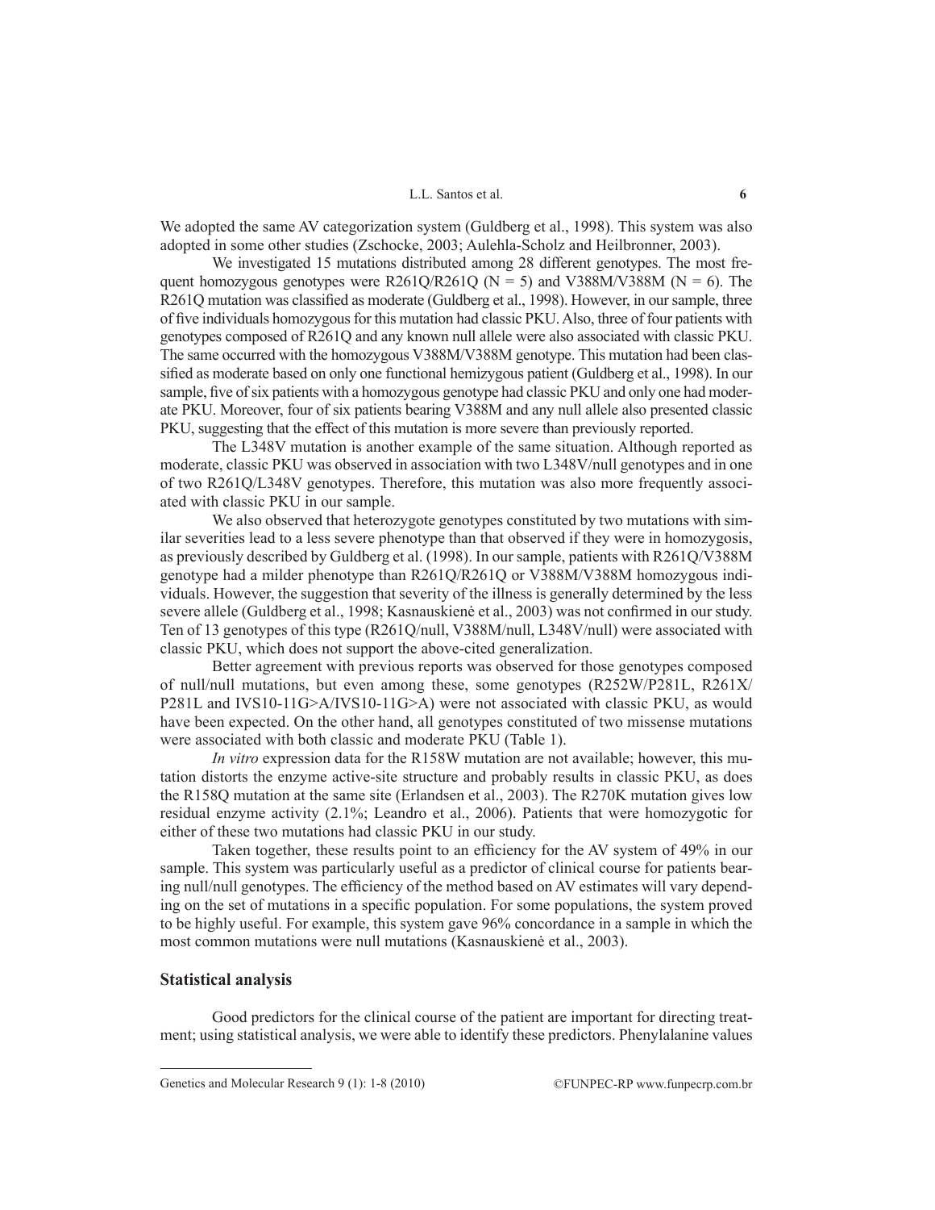We adopted the same AV categorization system (Guldberg et al., 1998). This system was also adopted in some other studies (Zschocke, 2003; Aulehla-Scholz and Heilbronner, 2003).

We investigated 15 mutations distributed among 28 different genotypes. The most frequent homozygous genotypes were R261Q/R261Q (N = 5) and V388M/V388M (N = 6). The R261Q mutation was classified as moderate (Guldberg et al., 1998). However, in our sample, three of five individuals homozygous for this mutation had classic PKU. Also, three of four patients with genotypes composed of R261Q and any known null allele were also associated with classic PKU. The same occurred with the homozygous V388M/V388M genotype. This mutation had been classified as moderate based on only one functional hemizygous patient (Guldberg et al., 1998). In our sample, five of six patients with a homozygous genotype had classic PKU and only one had moderate PKU. Moreover, four of six patients bearing V388M and any null allele also presented classic PKU, suggesting that the effect of this mutation is more severe than previously reported.

The L348V mutation is another example of the same situation. Although reported as moderate, classic PKU was observed in association with two L348V/null genotypes and in one of two R261Q/L348V genotypes. Therefore, this mutation was also more frequently associated with classic PKU in our sample.

We also observed that heterozygote genotypes constituted by two mutations with similar severities lead to a less severe phenotype than that observed if they were in homozygosis, as previously described by Guldberg et al. (1998). In our sample, patients with R261Q/V388M genotype had a milder phenotype than R261Q/R261Q or V388M/V388M homozygous individuals. However, the suggestion that severity of the illness is generally determined by the less severe allele (Guldberg et al., 1998; Kasnauskienė et al., 2003) was not confirmed in our study. Ten of 13 genotypes of this type (R261Q/null, V388M/null, L348V/null) were associated with classic PKU, which does not support the above-cited generalization.

Better agreement with previous reports was observed for those genotypes composed of null/null mutations, but even among these, some genotypes (R252W/P281L, R261X/P281L and IVS10-11G>A/IVS10-11G>A) were not associated with classic PKU, as would have been expected. On the other hand, all genotypes constituted of two missense mutations were associated with both classic and moderate PKU (Table 1).

*In vitro* expression data for the R158W mutation are not available; however, this mutation distorts the enzyme active-site structure and probably results in classic PKU, as does the R158Q mutation at the same site (Erlandsen et al., 2003). The R270K mutation gives low residual enzyme activity (2.1%; Leandro et al., 2006). Patients that were homozygotic for either of these two mutations had classic PKU in our study.

Taken together, these results point to an efficiency for the AV system of 49% in our sample. This system was particularly useful as a predictor of clinical course for patients bearing null/null genotypes. The efficiency of the method based on AV estimates will vary depending on the set of mutations in a specific population. For some populations, the system proved to be highly useful. For example, this system gave 96% concordance in a sample in which the most common mutations were null mutations (Kasnauskienė et al., 2003).

## Statistical analysis

Good predictors for the clinical course of the patient are important for directing treatment; using statistical analysis, we were able to identify these predictors. Phenylalanine values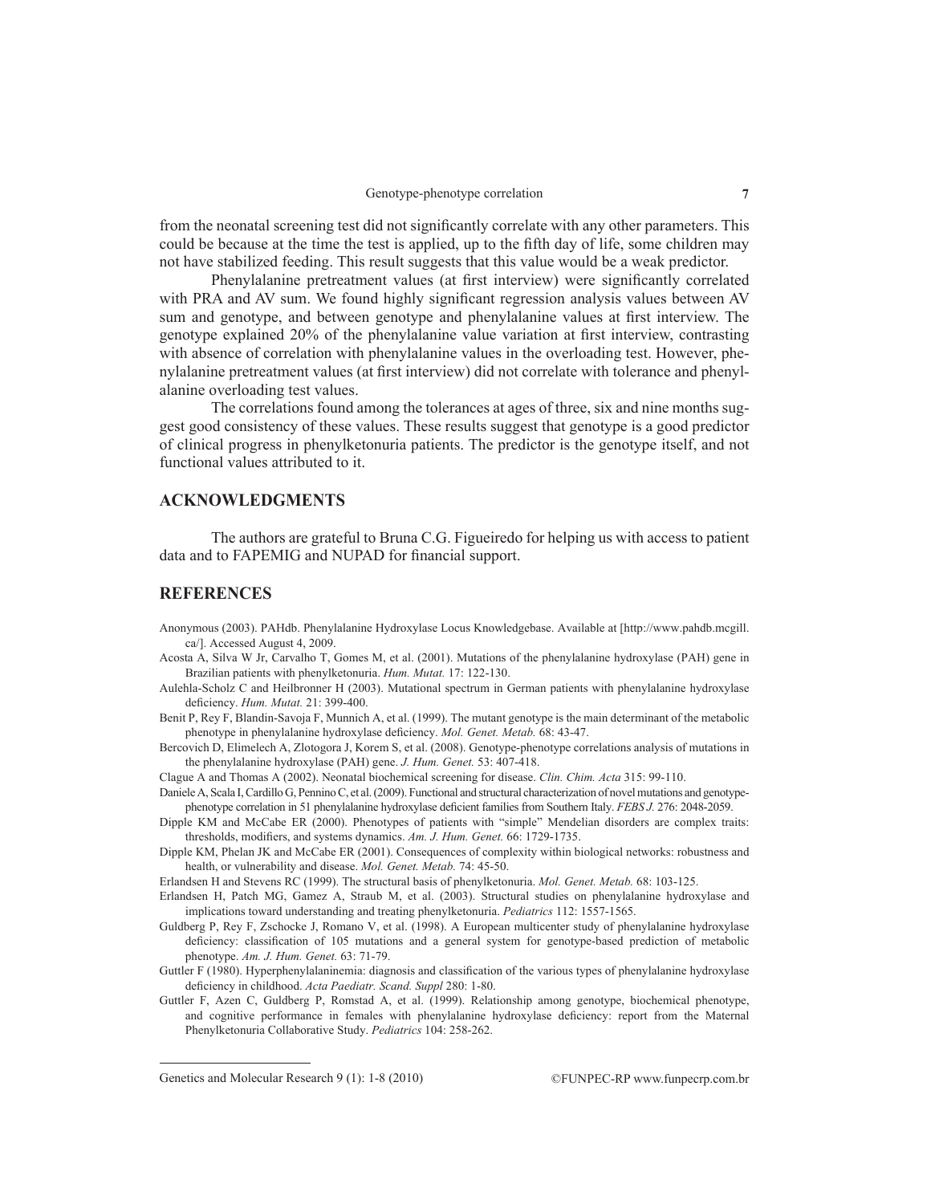from the neonatal screening test did not significantly correlate with any other parameters. This could be because at the time the test is applied, up to the fifth day of life, some children may not have stabilized feeding. This result suggests that this value would be a weak predictor.

Phenylalanine pretreatment values (at first interview) were significantly correlated with PRA and AV sum. We found highly significant regression analysis values between AV sum and genotype, and between genotype and phenylalanine values at first interview. The genotype explained 20% of the phenylalanine value variation at first interview, contrasting with absence of correlation with phenylalanine values in the overloading test. However, phenylalanine pretreatment values (at first interview) did not correlate with tolerance and phenylalanine overloading test values.

The correlations found among the tolerances at ages of three, six and nine months suggest good consistency of these values. These results suggest that genotype is a good predictor of clinical progress in phenylketonuria patients. The predictor is the genotype itself, and not functional values attributed to it.

## ACKNOWLEDGMENTS

The authors are grateful to Bruna C.G. Figueiredo for helping us with access to patient data and to FAPEMIG and NUPAD for financial support.

## REFERENCES

Anonymous (2003). PAHdb. Phenylalanine Hydroxylase Locus Knowledgebase. Available at [http://www.pahdb.mcgill.ca/]. Accessed August 4, 2009.

Acosta A, Silva W Jr, Carvalho T, Gomes M, et al. (2001). Mutations of the phenylalanine hydroxylase (PAH) gene in Brazilian patients with phenylketonuria. *Hum. Mutat.* 17: 122-130.

Aulehla-Scholz C and Heilbronner H (2003). Mutational spectrum in German patients with phenylalanine hydroxylase deficiency. *Hum. Mutat.* 21: 399-400.

Benit P, Rey F, Blandin-Savoja F, Munnich A, et al. (1999). The mutant genotype is the main determinant of the metabolic phenotype in phenylalanine hydroxylase deficiency. *Mol. Genet. Metab.* 68: 43-47.

Bercovich D, Elimelech A, Zlotogora J, Korem S, et al. (2008). Genotype-phenotype correlations analysis of mutations in the phenylalanine hydroxylase (PAH) gene. *J. Hum. Genet.* 53: 407-418.

Clague A and Thomas A (2002). Neonatal biochemical screening for disease. *Clin. Chim. Acta* 315: 99-110.

Daniele A, Scala I, Cardillo G, Pennino C, et al. (2009). Functional and structural characterization of novel mutations and genotype-phenotype correlation in 51 phenylalanine hydroxylase deficient families from Southern Italy. *FEBS J.* 276: 2048-2059.

Dipple KM and McCabe ER (2000). Phenotypes of patients with "simple" Mendelian disorders are complex traits: thresholds, modifiers, and systems dynamics. *Am. J. Hum. Genet.* 66: 1729-1735.

Dipple KM, Phelan JK and McCabe ER (2001). Consequences of complexity within biological networks: robustness and health, or vulnerability and disease. *Mol. Genet. Metab.* 74: 45-50.

Erlandsen H and Stevens RC (1999). The structural basis of phenylketonuria. *Mol. Genet. Metab.* 68: 103-125.

Erlandsen H, Patch MG, Gamez A, Straub M, et al. (2003). Structural studies on phenylalanine hydroxylase and implications toward understanding and treating phenylketonuria. *Pediatrics* 112: 1557-1565.

Guldberg P, Rey F, Zschocke J, Romano V, et al. (1998). A European multicenter study of phenylalanine hydroxylase deficiency: classification of 105 mutations and a general system for genotype-based prediction of metabolic phenotype. *Am. J. Hum. Genet.* 63: 71-79.

Guttler F (1980). Hyperphenylalaninemia: diagnosis and classification of the various types of phenylalanine hydroxylase deficiency in childhood. *Acta Paediatr. Scand. Suppl* 280: 1-80.

Guttler F, Azen C, Guldberg P, Romstad A, et al. (1999). Relationship among genotype, biochemical phenotype, and cognitive performance in females with phenylalanine hydroxylase deficiency: report from the Maternal Phenylketonuria Collaborative Study. *Pediatrics* 104: 258-262.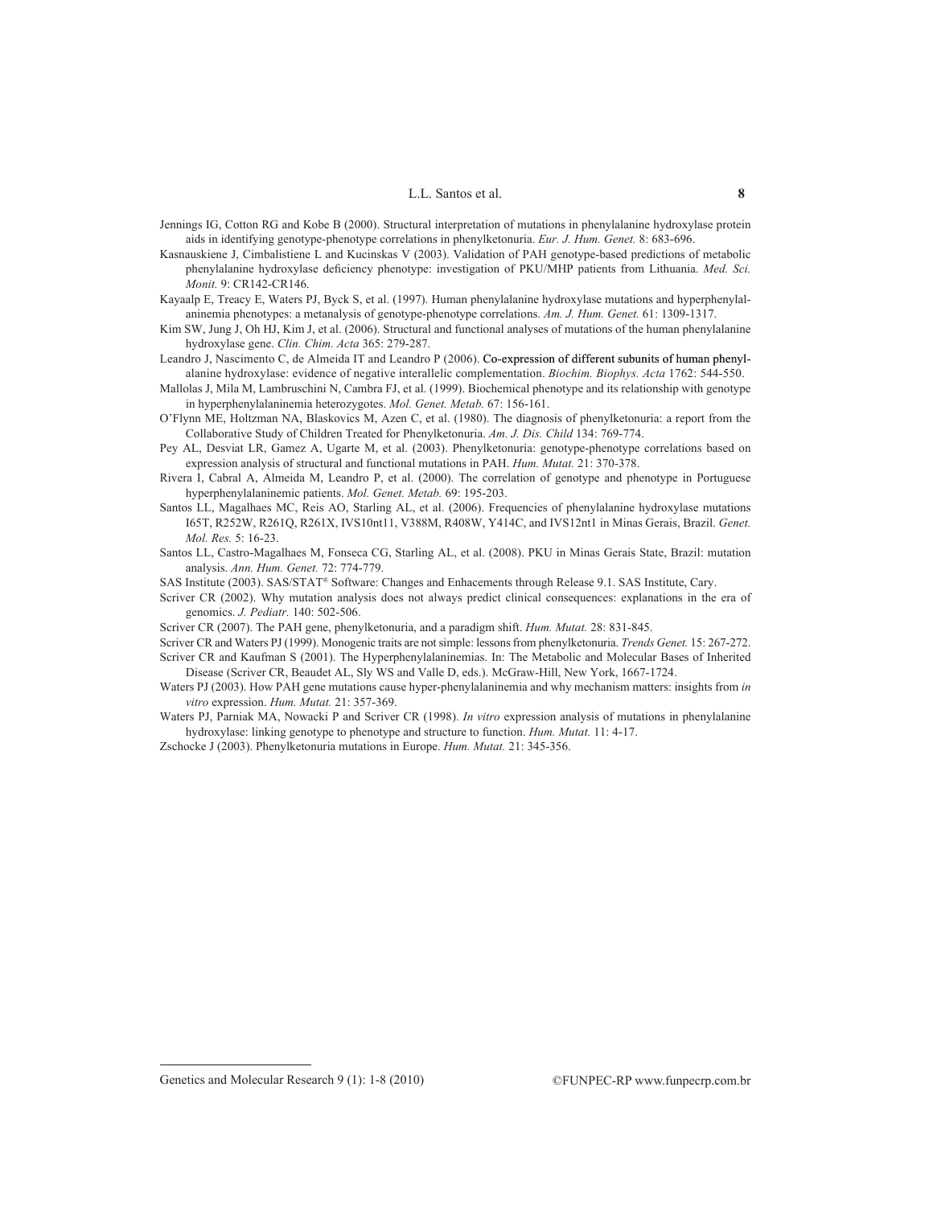Jennings IG, Cotton RG and Kobe B (2000). Structural interpretation of mutations in phenylalanine hydroxylase protein aids in identifying genotype-phenotype correlations in phenylketonuria. *Eur. J. Hum. Genet.* 8: 683-696.

Kasnauskiene J, Cimbalistiene L and Kucinskas V (2003). Validation of PAH genotype-based predictions of metabolic phenylalanine hydroxylase deficiency phenotype: investigation of PKU/MHP patients from Lithuania. *Med. Sci. Monit.* 9: CR142-CR146.

Kayaalp E, Treacy E, Waters PJ, Byck S, et al. (1997). Human phenylalanine hydroxylase mutations and hyperphenylalaninemia phenotypes: a metanalysis of genotype-phenotype correlations. *Am. J. Hum. Genet.* 61: 1309-1317.

Kim SW, Jung J, Oh HJ, Kim J, et al. (2006). Structural and functional analyses of mutations of the human phenylalanine hydroxylase gene. *Clin. Chim. Acta* 365: 279-287.

Leandro J, Nascimento C, de Almeida IT and Leandro P (2006). Co-expression of different subunits of human phenylalanine hydroxylase: evidence of negative interallelic complementation. *Biochim. Biophys. Acta* 1762: 544-550.

Mallolas J, Mila M, Lambruschini N, Cambra FJ, et al. (1999). Biochemical phenotype and its relationship with genotype in hyperphenylalaninemia heterozygotes. *Mol. Genet. Metab.* 67: 156-161.

O'Flynn ME, Holtzman NA, Blaskovics M, Azen C, et al. (1980). The diagnosis of phenylketonuria: a report from the Collaborative Study of Children Treated for Phenylketonuria. *Am. J. Dis. Child* 134: 769-774.

Pey AL, Desviat LR, Gamez A, Ugarte M, et al. (2003). Phenylketonuria: genotype-phenotype correlations based on expression analysis of structural and functional mutations in PAH. *Hum. Mutat.* 21: 370-378.

Rivera I, Cabral A, Almeida M, Leandro P, et al. (2000). The correlation of genotype and phenotype in Portuguese hyperphenylalaninemic patients. *Mol. Genet. Metab.* 69: 195-203.

Santos LL, Magalhaes MC, Reis AO, Starling AL, et al. (2006). Frequencies of phenylalanine hydroxylase mutations I65T, R252W, R261Q, R261X, IVS10nt11, V388M, R408W, Y414C, and IVS12nt1 in Minas Gerais, Brazil. *Genet. Mol. Res.* 5: 16-23.

Santos LL, Castro-Magalhaes M, Fonseca CG, Starling AL, et al. (2008). PKU in Minas Gerais State, Brazil: mutation analysis. *Ann. Hum. Genet.* 72: 774-779.

SAS Institute (2003). SAS/STAT® Software: Changes and Enhacements through Release 9.1. SAS Institute, Cary.

Scriver CR (2002). Why mutation analysis does not always predict clinical consequences: explanations in the era of genomics. *J. Pediatr.* 140: 502-506.

Scriver CR (2007). The PAH gene, phenylketonuria, and a paradigm shift. *Hum. Mutat.* 28: 831-845.

Scriver CR and Waters PJ (1999). Monogenic traits are not simple: lessons from phenylketonuria. *Trends Genet.* 15: 267-272.

Scriver CR and Kaufman S (2001). The Hyperphenylalaninemias. In: The Metabolic and Molecular Bases of Inherited Disease (Scriver CR, Beaudet AL, Sly WS and Valle D, eds.). McGraw-Hill, New York, 1667-1724.

Waters PJ (2003). How PAH gene mutations cause hyper-phenylalaninemia and why mechanism matters: insights from *in vitro* expression. *Hum. Mutat.* 21: 357-369.

Waters PJ, Parniak MA, Nowacki P and Scriver CR (1998). *In vitro* expression analysis of mutations in phenylalanine hydroxylase: linking genotype to phenotype and structure to function. *Hum. Mutat.* 11: 4-17.

Zschocke J (2003). Phenylketonuria mutations in Europe. *Hum. Mutat.* 21: 345-356.